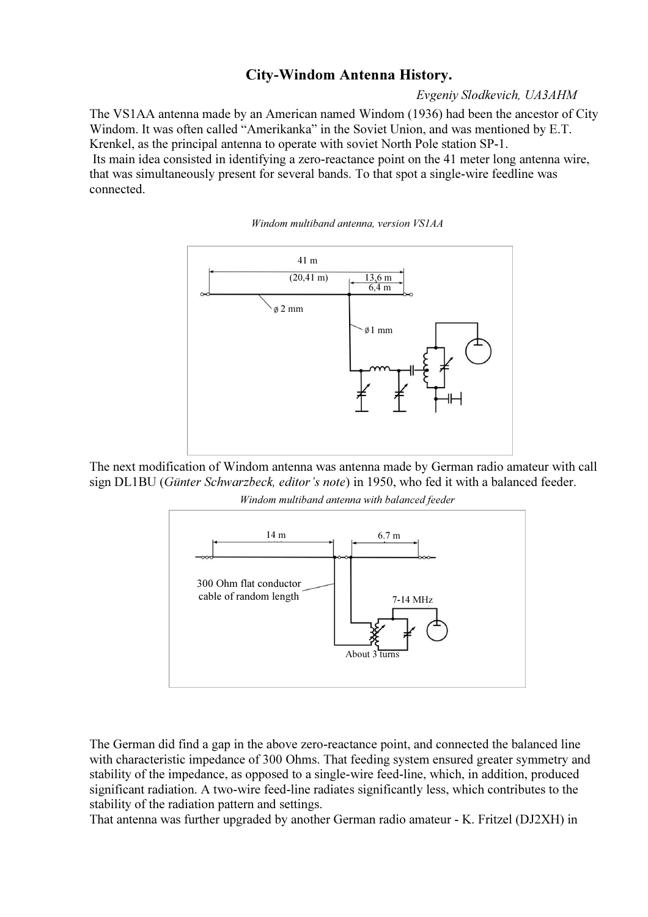# City-Windom Antenna History.

*Evgeniy Slodkevich, UA3AHM*

The VS1AA antenna made by an American named Windom (1936) had been the ancestor of City Windom. It was often called "Amerikanka" in the Soviet Union, and was mentioned by E.T. Krenkel, as the principal antenna to operate with soviet North Pole station SP-1.

Its main idea consisted in identifying a zero-reactance point on the 41 meter long antenna wire, that was simultaneously present for several bands. To that spot a single-wire feedline was connected.

*Windom multiband antenna, version VS1AA*

The next modification of Windom antenna was antenna made by German radio amateur with call sign DL1BU (*Günter Schwarzbeck, editor's note*) in 1950, who fed it with a balanced feeder.

*Windom multiband antenna with balanced feeder*

The German did find a gap in the above zero-reactance point, and connected the balanced line with characteristic impedance of 300 Ohms. That feeding system ensured greater symmetry and stability of the impedance, as opposed to a single-wire feed-line, which, in addition, produced significant radiation. A two-wire feed-line radiates significantly less, which contributes to the stability of the radiation pattern and settings.

That antenna was further upgraded by another German radio amateur - K. Fritzel (DJ2XH) in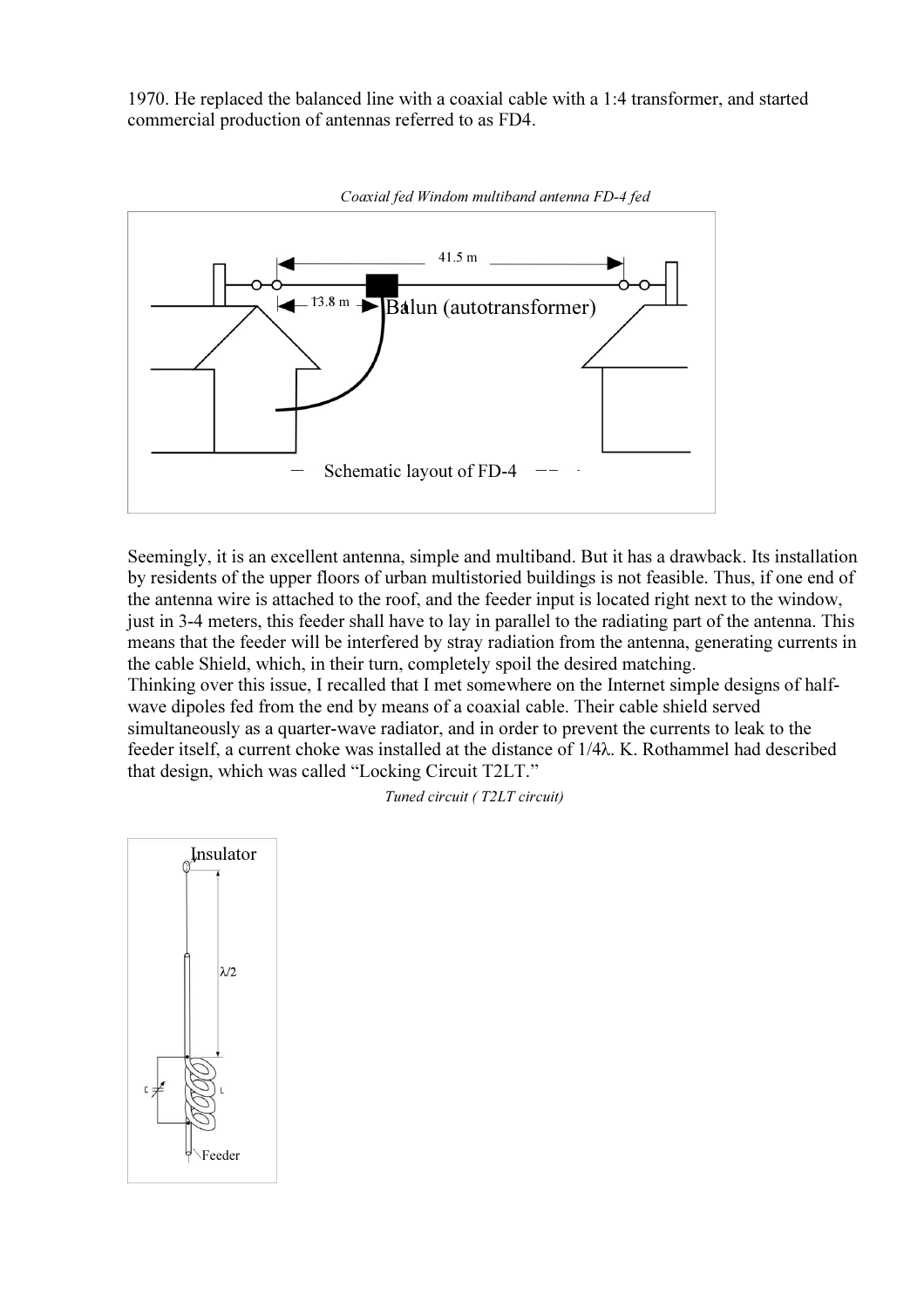1970. He replaced the balanced line with a coaxial cable with a 1:4 transformer, and started commercial production of antennas referred to as FD4.

*Coaxial fed Windom multiband antenna FD-4 fed*

41.5 m

13.8 m

Balun (autotransformer)

Schematic layout of FD-4

Seemingly, it is an excellent antenna, simple and multiband. But it has a drawback. Its installation by residents of the upper floors of urban multistoried buildings is not feasible. Thus, if one end of the antenna wire is attached to the roof, and the feeder input is located right next to the window, just in 3-4 meters, this feeder shall have to lay in parallel to the radiating part of the antenna. This means that the feeder will be interfered by stray radiation from the antenna, generating currents in the cable Shield, which, in their turn, completely spoil the desired matching.
Thinking over this issue, I recalled that I met somewhere on the Internet simple designs of half-wave dipoles fed from the end by means of a coaxial cable. Their cable shield served simultaneously as a quarter-wave radiator, and in order to prevent the currents to leak to the feeder itself, a current choke was installed at the distance of 1/4λ. K. Rothammel had described that design, which was called "Locking Circuit T2LT."

*Tuned circuit ( T2LT circuit)*

Insulator

λ/2

C

L

Feeder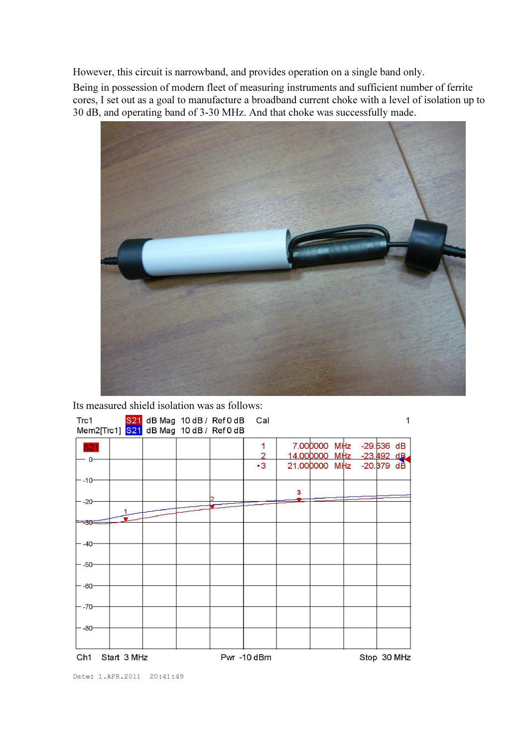However, this circuit is narrowband, and provides operation on a single band only.

Being in possession of modern fleet of measuring instruments and sufficient number of ferrite cores, I set out as a goal to manufacture a broadband current choke with a level of isolation up to 30 dB, and operating band of 3-30 MHz. And that choke was successfully made.

Its measured shield isolation was as follows: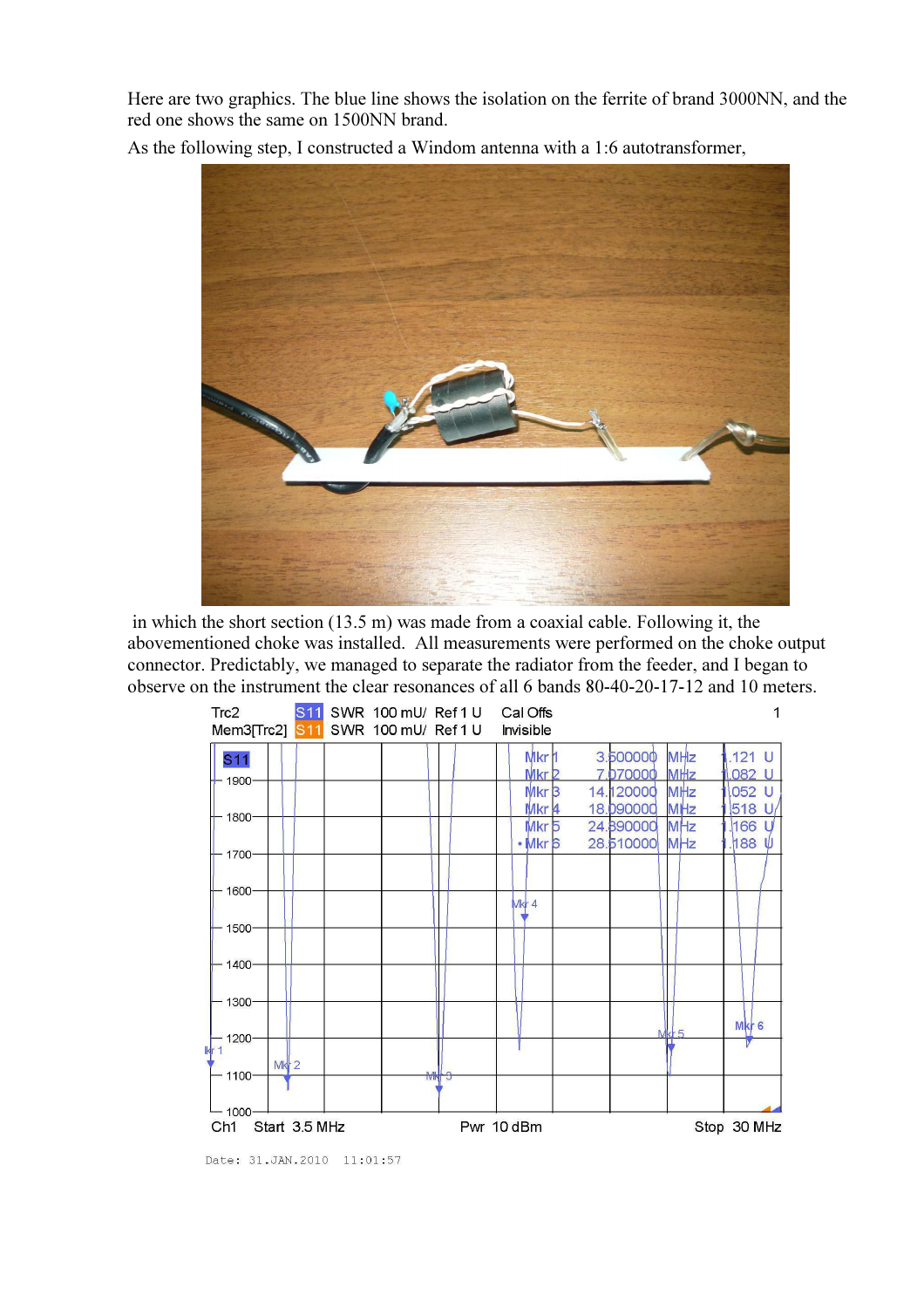Here are two graphics. The blue line shows the isolation on the ferrite of brand 3000NN, and the red one shows the same on 1500NN brand.

As the following step, I constructed a Windom antenna with a 1:6 autotransformer,

in which the short section (13.5 m) was made from a coaxial cable. Following it, the abovementioned choke was installed. All measurements were performed on the choke output connector. Predictably, we managed to separate the radiator from the feeder, and I began to observe on the instrument the clear resonances of all 6 bands 80-40-20-17-12 and 10 meters.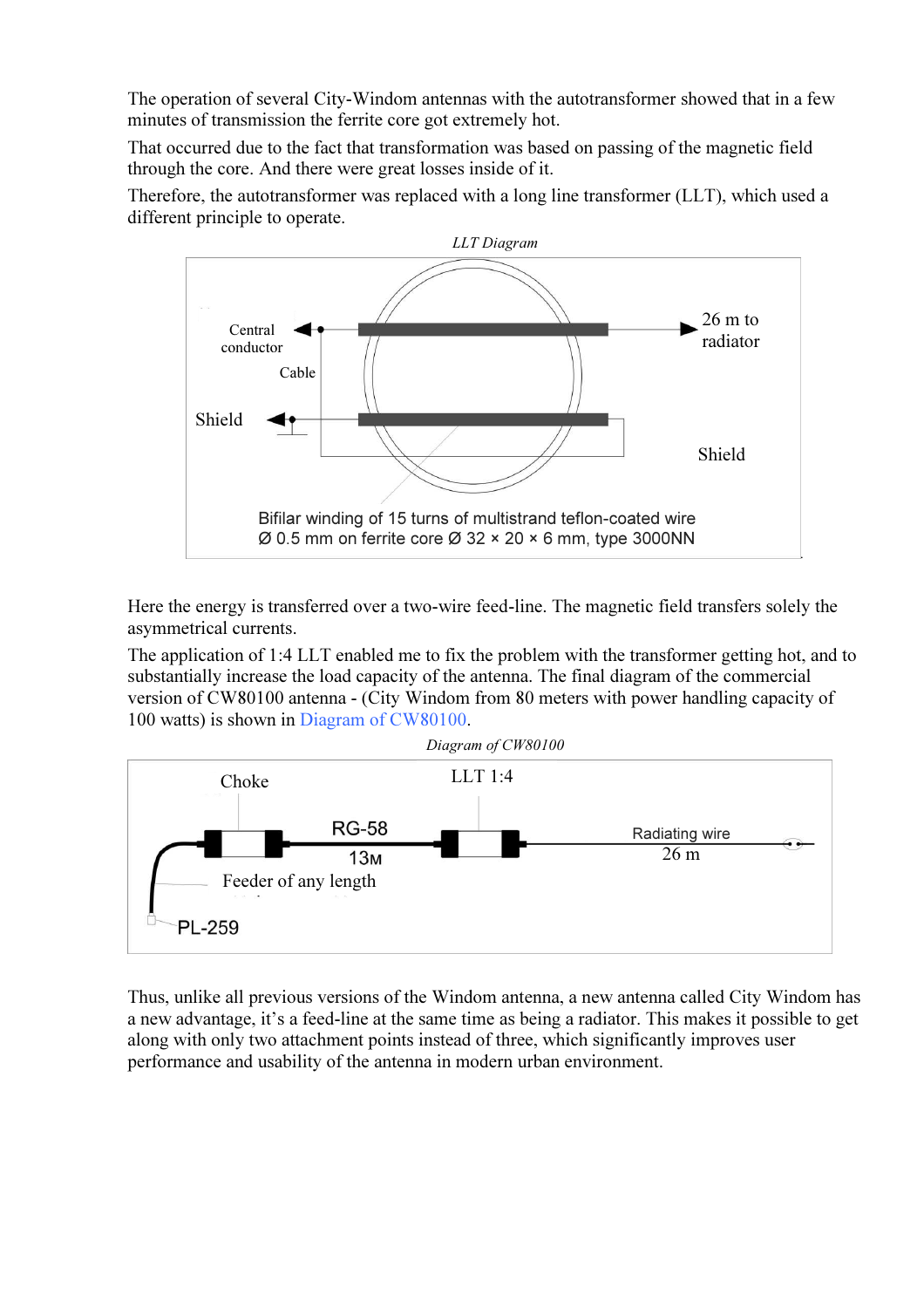The operation of several City-Windom antennas with the autotransformer showed that in a few minutes of transmission the ferrite core got extremely hot.

That occurred due to the fact that transformation was based on passing of the magnetic field through the core. And there were great losses inside of it.

Therefore, the autotransformer was replaced with a long line transformer (LLT), which used a different principle to operate.

*LLT Diagram*

Central conductor

Cable

Shield

26 m to radiator

Shield

Bifilar winding of 15 turns of multistrand teflon-coated wire Ø 0.5 mm on ferrite core Ø 32 × 20 × 6 mm, type 3000NN

Here the energy is transferred over a two-wire feed-line. The magnetic field transfers solely the asymmetrical currents.

The application of 1:4 LLT enabled me to fix the problem with the transformer getting hot, and to substantially increase the load capacity of the antenna. The final diagram of the commercial version of CW80100 antenna - (City Window from 80 meters with power handling capacity of 100 watts) is shown in Diagram of CW80100.

*Diagram of CW80100*

Choke

LLT 1:4

RG-58

13м

Radiating wire

26 m

Feeder of any length

PL-259

Thus, unlike all previous versions of the Windom antenna, a new antenna called City Windom has a new advantage, it's a feed-line at the same time as being a radiator. This makes it possible to get along with only two attachment points instead of three, which significantly improves user performance and usability of the antenna in modern urban environment.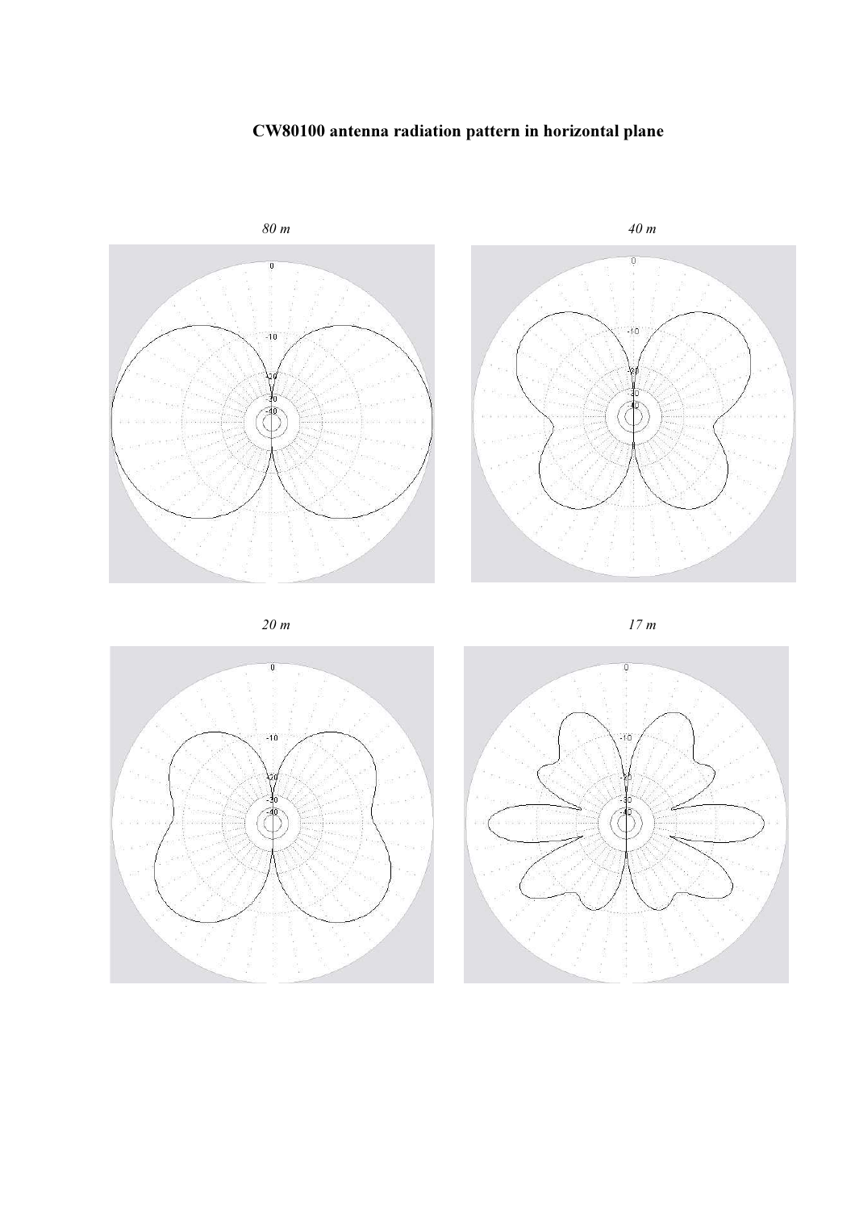**CW80100 antenna radiation pattern in horizontal plane**

*80 m*

*40 m*

*20 m*

*17 m*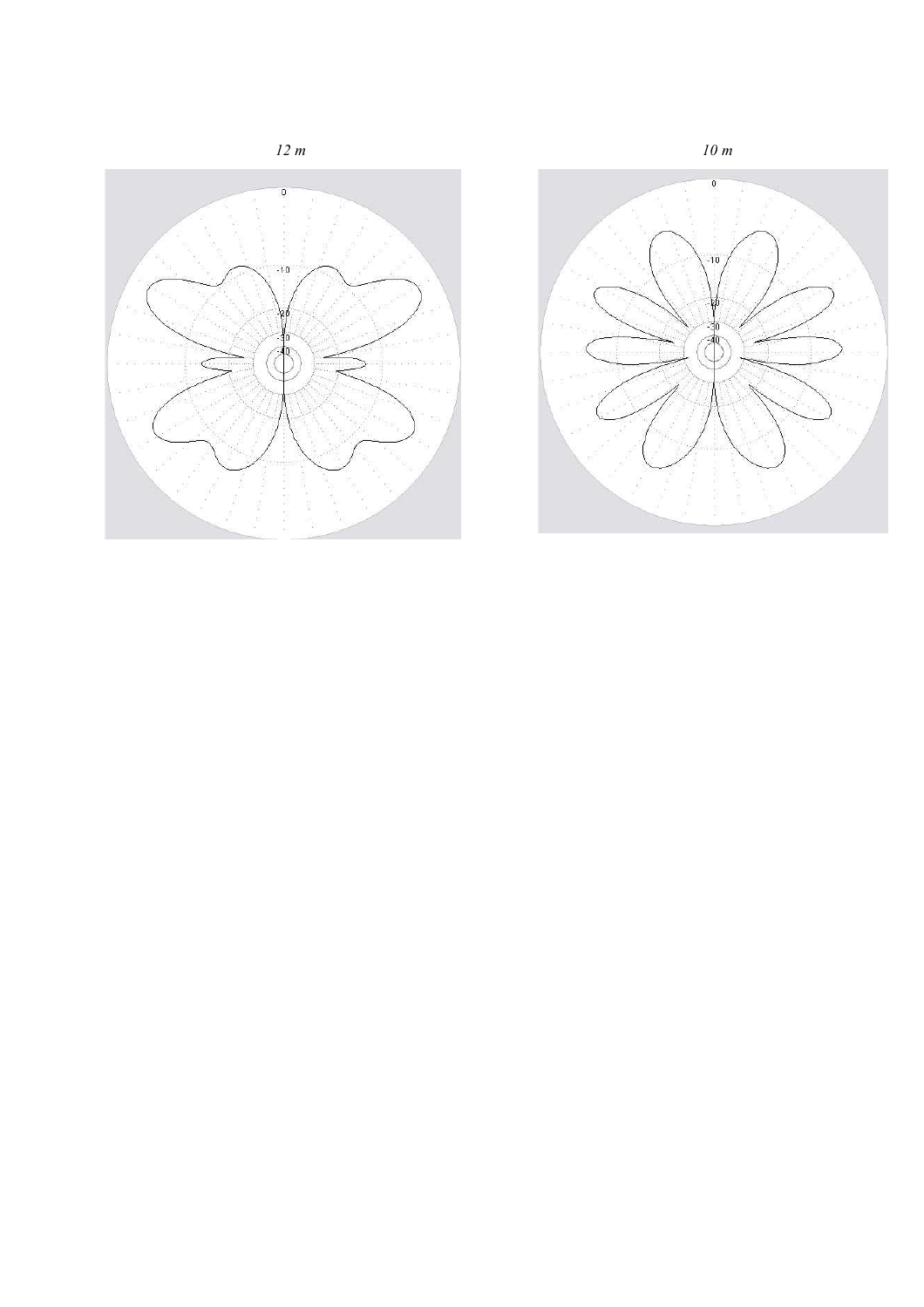*12 m*

0
-10
-20
-30
-40

*10 m*

0
-10
-20
-30
-40